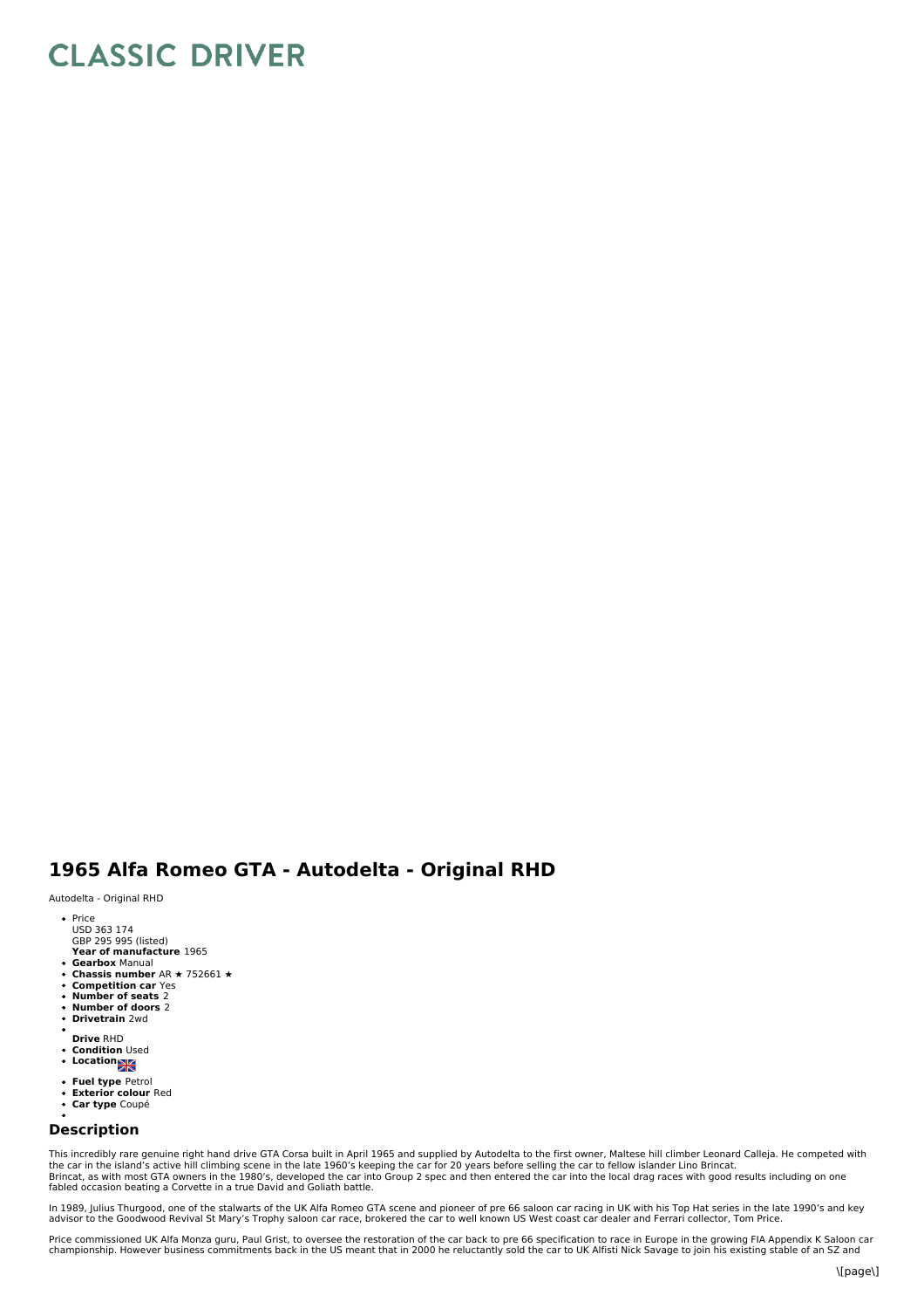# CLASSIC DRIVER

## 1965 Alfa Romeo GTA - Autodelta - Original RHD

Autodelta - Original RHD

- Price
  USD 363 174
  GBP 295 995 (listed)
- **Year of manufacture** 1965
- **Gearbox** Manual
- **Chassis number** AR ★ 752661 ★
- **Competition car** Yes
- **Number of seats** 2
- **Number of doors** 2
- **Drivetrain** 2wd
- **Drive** RHD
- **Condition** Used
- **Location**
- **Fuel type** Petrol
- **Exterior colour** Red
- **Car type** Coupé

### Description

This incredibly rare genuine right hand drive GTA Corsa built in April 1965 and supplied by Autodelta to the first owner, Maltese hill climber Leonard Calleja. He competed with the car in the island's active hill climbing scene in the late 1960's keeping the car for 20 years before selling the car to fellow islander Lino Brincat.
Brincat, as with most GTA owners in the 1980's, developed the car into Group 2 spec and then entered the car into the local drag races with good results including on one fabled occasion beating a Corvette in a true David and Goliath battle.

In 1989, Julius Thurgood, one of the stalwarts of the UK Alfa Romeo GTA scene and pioneer of pre 66 saloon car racing in UK with his Top Hat series in the late 1990's and key advisor to the Goodwood Revival St Mary's Trophy saloon car race, brokered the car to well known US West coast car dealer and Ferrari collector, Tom Price.

Price commissioned UK Alfa Monza guru, Paul Grist, to oversee the restoration of the car back to pre 66 specification to race in Europe in the growing FIA Appendix K Saloon car championship. However business commitments back in the US meant that in 2000 he reluctantly sold the car to UK Alfisti Nick Savage to join his existing stable of an SZ and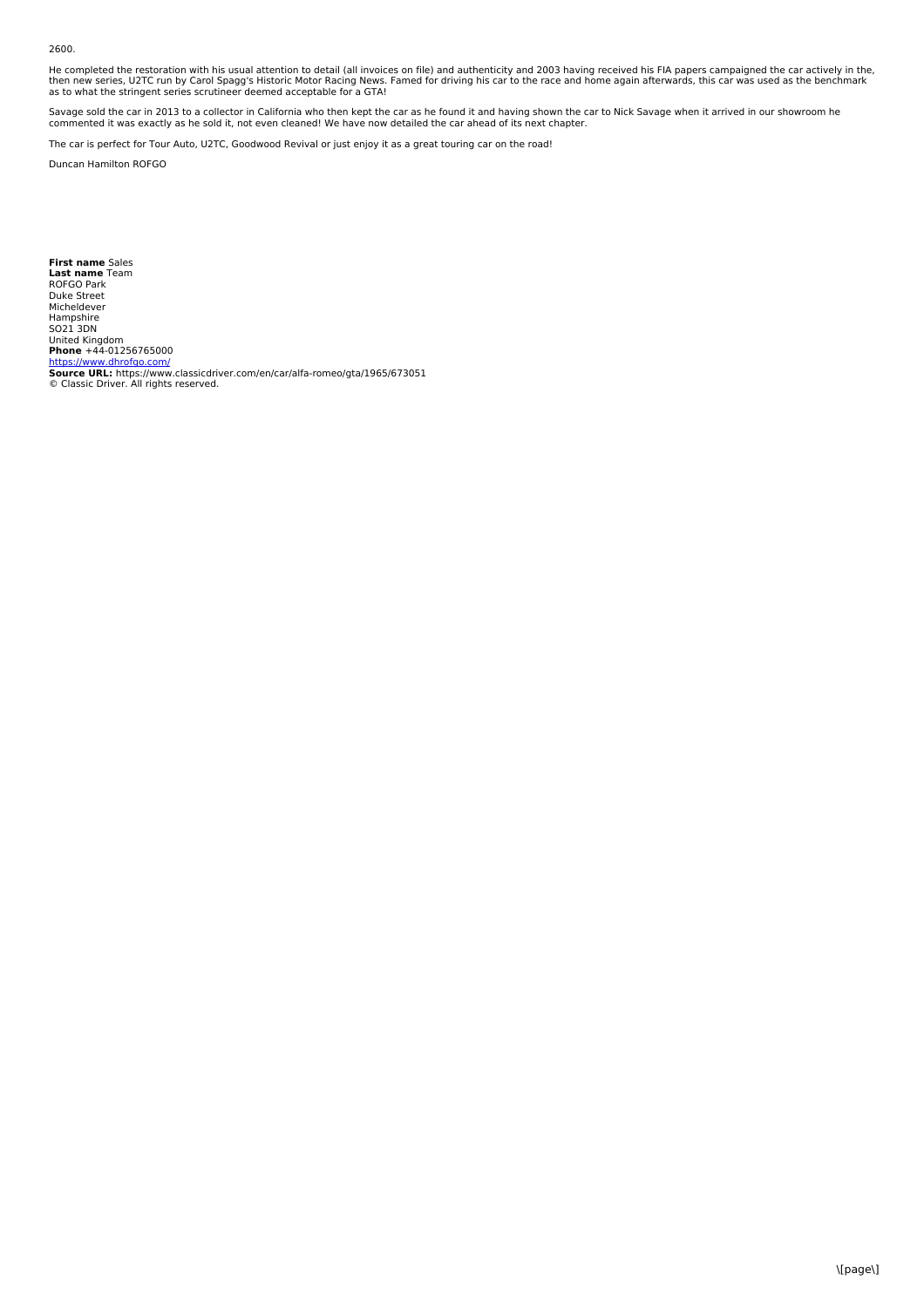2600.

He completed the restoration with his usual attention to detail (all invoices on file) and authenticity and 2003 having received his FIA papers campaigned the car actively in the, then new series, U2TC run by Carol Spagg's Historic Motor Racing News. Famed for driving his car to the race and home again afterwards, this car was used as the benchmark as to what the stringent series scrutineer deemed acceptable for a GTA!

Savage sold the car in 2013 to a collector in California who then kept the car as he found it and having shown the car to Nick Savage when it arrived in our showroom he commented it was exactly as he sold it, not even cleaned! We have now detailed the car ahead of its next chapter.

The car is perfect for Tour Auto, U2TC, Goodwood Revival or just enjoy it as a great touring car on the road!

Duncan Hamilton ROFGO

**First name** Sales
**Last name** Team
ROFGO Park
Duke Street
Micheldever
Hampshire
SO21 3DN
United Kingdom
**Phone** +44-01256765000
https://www.dhrofgo.com/
**Source URL:** https://www.classicdriver.com/en/car/alfa-romeo/gta/1965/673051
© Classic Driver. All rights reserved.